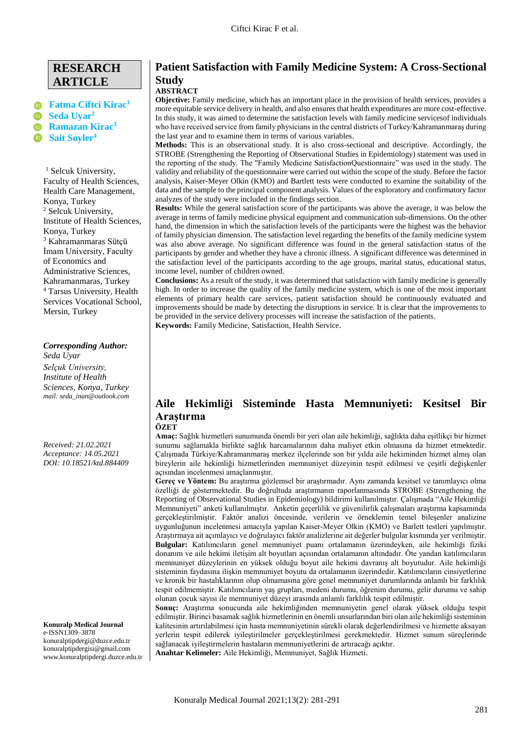RESEARCH ARTICLE

Fatma Ciftci Kirac[1]
Seda Uyar[2]
Ramazan Kirac[3]
Sait Soyler[4]

[1] Selcuk University, Faculty of Health Sciences, Health Care Management, Konya, Turkey
[2] Selcuk University, Institute of Health Sciences, Konya, Turkey
[3] Kahramanmaras Sütçü İmam University, Faculty of Economics and Administrative Sciences, Kahramanmaras, Turkey
[4] Tarsus University, Health Services Vocational School, Mersin, Turkey

***Corresponding Author:***
*Seda Uyar*
*Selçuk University, Institute of Health Sciences, Konya, Turkey*
*mail: seda_inan@outlook.com*

*Received: 21.02.2021*
*Acceptance: 14.05.2021*
*DOI: 10.18521/ktd.884409*

**Konuralp Medical Journal**
e-ISSN1309–3878
konuralptipdergi@duzce.edu.tr
konuralptipdergisi@gmail.com
www.konuralptipdergi.duzce.edu.tr

# Patient Satisfaction with Family Medicine System: A Cross-Sectional Study

## ABSTRACT

**Objective:** Family medicine, which has an important place in the provision of health services, provides a more equitable service delivery in health, and also ensures that health expenditures are more cost-effective. In this study, it was aimed to determine the satisfaction levels with family medicine servicesof individuals who have received service from family physicians in the central districts of Turkey/Kahramanmaraş during the last year and to examine them in terms of various variables.

**Methods:** This is an observational study. It is also cross-sectional and descriptive. Accordingly, the STROBE (Strengthening the Reporting of Observational Studies in Epidemiology) statement was used in the reporting of the study. The "Family Medicine SatisfactionQuestionnaire" was used in the study. The validity and reliability of the questionnaire were carried out within the scope of the study. Before the factor analysis, Kaiser-Meyer Olkin (KMO) and Bartlett tests were conducted to examine the suitability of the data and the sample to the principal component analysis. Values of the exploratory and confirmatory factor analyzes of the study were included in the findings section.

**Results:** While the general satisfaction score of the participants was above the average, it was below the average in terms of family medicine physical equipment and communication sub-dimensions. On the other hand, the dimension in which the satisfaction levels of the participants were the highest was the behavior of family physician dimension. The satisfaction level regarding the benefits of the family medicine system was also above average. No significant difference was found in the general satisfaction status of the participants by gender and whether they have a chronic illness. A significant difference was determined in the satisfaction level of the participants according to the age groups, marital status, educational status, income level, number of children owned.

**Conclusions:** As a result of the study, it was determined that satisfaction with family medicine is generally high. In order to increase the quality of the family medicine system, which is one of the most important elements of primary health care services, patient satisfaction should be continuously evaluated and improvements should be made by detecting the disruptions in service. It is clear that the improvements to be provided in the service delivery processes will increase the satisfaction of the patients.

**Keywords:** Family Medicine, Satisfaction, Health Service.

# Aile Hekimliği Sisteminde Hasta Memnuniyeti: Kesitsel Bir Araştırma

## ÖZET

**Amaç:** Sağlık hizmetleri sunumunda önemli bir yeri olan aile hekimliği, sağlıkta daha eşitlikçi bir hizmet sunumu sağlamakla birlikte sağlık harcamalarının daha maliyet etkin olmasına da hizmet etmektedir. Çalışmada Türkiye/Kahramanmaraş merkez ilçelerinde son bir yılda aile hekiminden hizmet almış olan bireylerin aile hekimliği hizmetlerinden memnuniyet düzeyinin tespit edilmesi ve çeşitli değişkenler açısından incelenmesi amaçlanmıştır.

**Gereç ve Yöntem:** Bu araştırma gözlemsel bir araştırmadır. Aynı zamanda kesitsel ve tanımlayıcı olma özelliği de göstermektedir. Bu doğrultuda araştırmanın raporlanmasında STROBE (Strengthening the Reporting of Observational Studies in Epidemiology) bildirimi kullanılmıştır. Çalışmada "Aile Hekimliği Memnuniyeti" anketi kullanılmıştır. Anketin geçerlilik ve güvenilirlik çalışmaları araştırma kapsamında gerçekleştirilmiştir. Faktör analizi öncesinde, verilerin ve örneklemin temel bileşenler analizine uygunluğunun incelenmesi amacıyla yapılan Kaiser-Meyer Olkin (KMO) ve Barlett testleri yapılmıştır. Araştırmaya ait açımlayıcı ve doğrulayıcı faktör analizlerine ait değerler bulgular kısmında yer verilmiştir.

**Bulgular:** Katılımcıların genel memnuniyet puanı ortalamanın üzerindeyken, aile hekimliği fiziki donanım ve aile hekimi iletişim alt boyutları açısından ortalamanın altındadır. Öte yandan katılımcıların memnuniyet düzeylerinin en yüksek olduğu boyut aile hekimi davranış alt boyutudur. Aile hekimliği sisteminin faydasına ilişkin memnuniyet boyutu da ortalamanın üzerindedir. Katılımcıların cinsiyetlerine ve kronik bir hastalıklarının olup olmamasına göre genel memnuniyet durumlarında anlamlı bir farklılık tespit edilmemiştir. Katılımcıların yaş grupları, medeni durumu, öğrenim durumu, gelir durumu ve sahip olunan çocuk sayısı ile memnuniyet düzeyi arasında anlamlı farklılık tespit edilmiştir.

**Sonuç:** Araştırma sonucunda aile hekimliğinden memnuniyetin genel olarak yüksek olduğu tespit edilmiştir. Birinci basamak sağlık hizmetlerinin en önemli unsurlarından biri olan aile hekimliği sisteminin kalitesinin artırılabilmesi için hasta memnuniyetinin sürekli olarak değerlendirilmesi ve hizmette aksayan yerlerin tespit edilerek iyileştirilmeler gerçekleştirilmesi gerekmektedir. Hizmet sunum süreçlerinde sağlanacak iyileştirmelerin hastaların memnuniyetlerini de artıracağı açıktır.

**Anahtar Kelimeler:** Aile Hekimliği, Memnuniyet, Sağlık Hizmeti.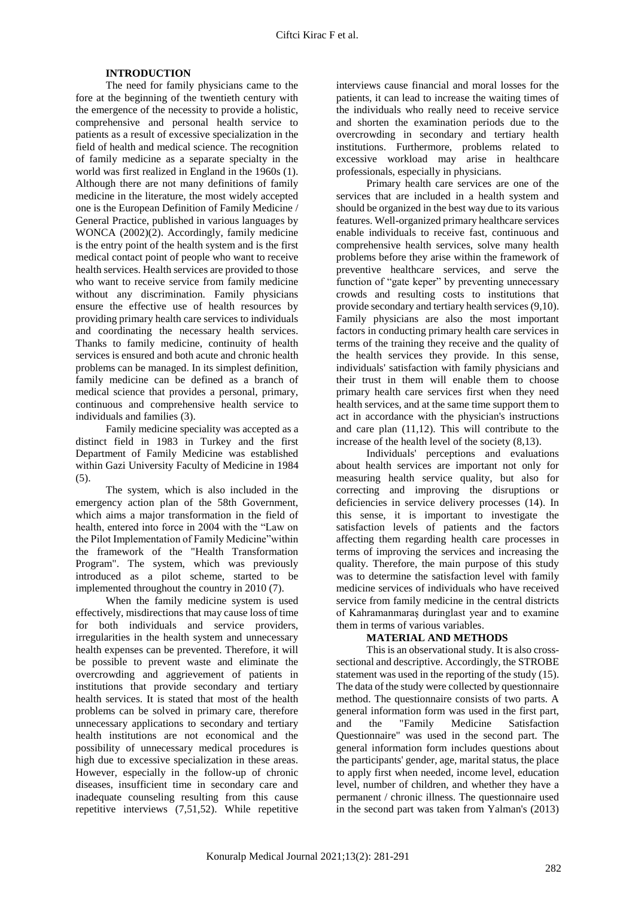## INTRODUCTION

The need for family physicians came to the fore at the beginning of the twentieth century with the emergence of the necessity to provide a holistic, comprehensive and personal health service to patients as a result of excessive specialization in the field of health and medical science. The recognition of family medicine as a separate specialty in the world was first realized in England in the 1960s (1). Although there are not many definitions of family medicine in the literature, the most widely accepted one is the European Definition of Family Medicine / General Practice, published in various languages by WONCA (2002)(2). Accordingly, family medicine is the entry point of the health system and is the first medical contact point of people who want to receive health services. Health services are provided to those who want to receive service from family medicine without any discrimination. Family physicians ensure the effective use of health resources by providing primary health care services to individuals and coordinating the necessary health services. Thanks to family medicine, continuity of health services is ensured and both acute and chronic health problems can be managed. In its simplest definition, family medicine can be defined as a branch of medical science that provides a personal, primary, continuous and comprehensive health service to individuals and families (3).

Family medicine speciality was accepted as a distinct field in 1983 in Turkey and the first Department of Family Medicine was established within Gazi University Faculty of Medicine in 1984 (5).

The system, which is also included in the emergency action plan of the 58th Government, which aims a major transformation in the field of health, entered into force in 2004 with the "Law on the Pilot Implementation of Family Medicine"within the framework of the "Health Transformation Program". The system, which was previously introduced as a pilot scheme, started to be implemented throughout the country in 2010 (7).

When the family medicine system is used effectively, misdirections that may cause loss of time for both individuals and service providers, irregularities in the health system and unnecessary health expenses can be prevented. Therefore, it will be possible to prevent waste and eliminate the overcrowding and aggrievement of patients in institutions that provide secondary and tertiary health services. It is stated that most of the health problems can be solved in primary care, therefore unnecessary applications to secondary and tertiary health institutions are not economical and the possibility of unnecessary medical procedures is high due to excessive specialization in these areas. However, especially in the follow-up of chronic diseases, insufficient time in secondary care and inadequate counseling resulting from this cause repetitive interviews (7,51,52). While repetitive interviews cause financial and moral losses for the patients, it can lead to increase the waiting times of the individuals who really need to receive service and shorten the examination periods due to the overcrowding in secondary and tertiary health institutions. Furthermore, problems related to excessive workload may arise in healthcare professionals, especially in physicians.

Primary health care services are one of the services that are included in a health system and should be organized in the best way due to its various features. Well-organized primary healthcare services enable individuals to receive fast, continuous and comprehensive health services, solve many health problems before they arise within the framework of preventive healthcare services, and serve the function of "gate keper" by preventing unnecessary crowds and resulting costs to institutions that provide secondary and tertiary health services (9,10). Family physicians are also the most important factors in conducting primary health care services in terms of the training they receive and the quality of the health services they provide. In this sense, individuals' satisfaction with family physicians and their trust in them will enable them to choose primary health care services first when they need health services, and at the same time support them to act in accordance with the physician's instructions and care plan (11,12). This will contribute to the increase of the health level of the society (8,13).

Individuals' perceptions and evaluations about health services are important not only for measuring health service quality, but also for correcting and improving the disruptions or deficiencies in service delivery processes (14). In this sense, it is important to investigate the satisfaction levels of patients and the factors affecting them regarding health care processes in terms of improving the services and increasing the quality. Therefore, the main purpose of this study was to determine the satisfaction level with family medicine services of individuals who have received service from family medicine in the central districts of Kahramanmaraş duringlast year and to examine them in terms of various variables.

## MATERIAL AND METHODS

This is an observational study. It is also cross-sectional and descriptive. Accordingly, the STROBE statement was used in the reporting of the study (15). The data of the study were collected by questionnaire method. The questionnaire consists of two parts. A general information form was used in the first part, and the "Family Medicine Satisfaction Questionnaire" was used in the second part. The general information form includes questions about the participants' gender, age, marital status, the place to apply first when needed, income level, education level, number of children, and whether they have a permanent / chronic illness. The questionnaire used in the second part was taken from Yalman's (2013)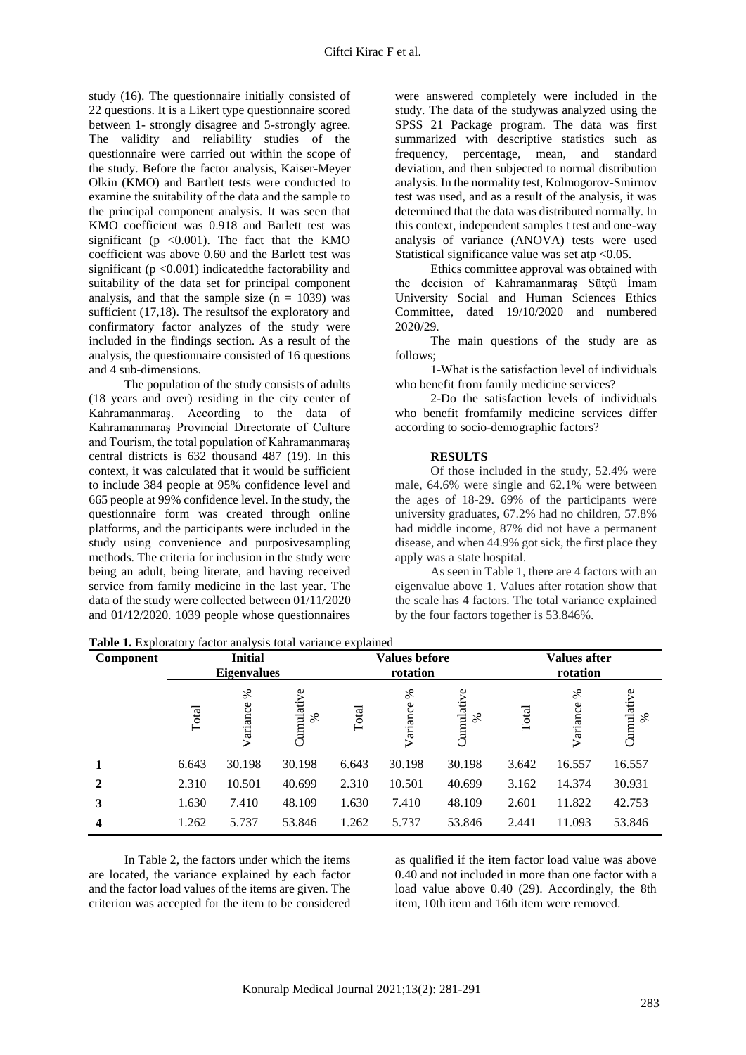study (16). The questionnaire initially consisted of 22 questions. It is a Likert type questionnaire scored between 1- strongly disagree and 5-strongly agree. The validity and reliability studies of the questionnaire were carried out within the scope of the study. Before the factor analysis, Kaiser-Meyer Olkin (KMO) and Bartlett tests were conducted to examine the suitability of the data and the sample to the principal component analysis. It was seen that KMO coefficient was 0.918 and Barlett test was significant ($p < 0.001$). The fact that the KMO coefficient was above 0.60 and the Barlett test was significant ($p < 0.001$) indicatedthe factorability and suitability of the data set for principal component analysis, and that the sample size ($n = 1039$) was sufficient (17,18). The resultsof the exploratory and confirmatory factor analyzes of the study were included in the findings section. As a result of the analysis, the questionnaire consisted of 16 questions and 4 sub-dimensions.

The population of the study consists of adults (18 years and over) residing in the city center of Kahramanmaraş. According to the data of Kahramanmaraş Provincial Directorate of Culture and Tourism, the total population of Kahramanmaraş central districts is 632 thousand 487 (19). In this context, it was calculated that it would be sufficient to include 384 people at 95% confidence level and 665 people at 99% confidence level. In the study, the questionnaire form was created through online platforms, and the participants were included in the study using convenience and purposivesampling methods. The criteria for inclusion in the study were being an adult, being literate, and having received service from family medicine in the last year. The data of the study were collected between 01/11/2020 and 01/12/2020. 1039 people whose questionnaires were answered completely were included in the study. The data of the studywas analyzed using the SPSS 21 Package program. The data was first summarized with descriptive statistics such as frequency, percentage, mean, and standard deviation, and then subjected to normal distribution analysis. In the normality test, Kolmogorov-Smirnov test was used, and as a result of the analysis, it was determined that the data was distributed normally. In this context, independent samples t test and one-way analysis of variance (ANOVA) tests were used Statistical significance value was set atp <0.05.

Ethics committee approval was obtained with the decision of Kahramanmaraş Sütçü İmam University Social and Human Sciences Ethics Committee, dated 19/10/2020 and numbered 2020/29.

The main questions of the study are as follows;

1-What is the satisfaction level of individuals who benefit from family medicine services?

2-Do the satisfaction levels of individuals who benefit fromfamily medicine services differ according to socio-demographic factors?

## RESULTS

Of those included in the study, 52.4% were male, 64.6% were single and 62.1% were between the ages of 18-29. 69% of the participants were university graduates, 67.2% had no children, 57.8% had middle income, 87% did not have a permanent disease, and when 44.9% got sick, the first place they apply was a state hospital.

As seen in Table 1, there are 4 factors with an eigenvalue above 1. Values after rotation show that the scale has 4 factors. The total variance explained by the four factors together is 53.846%.

**Table 1.** Exploratory factor analysis total variance explained

| Component | Initial Eigenvalues | | | Values before rotation | | | Values after rotation | | |
|---|---|---|---|---|---|---|---|---|---|
| | Total | Variance % | Cumulative % | Total | Variance % | Cumulative % | Total | Variance % | Cumulative % |
| **1** | 6.643 | 30.198 | 30.198 | 6.643 | 30.198 | 30.198 | 3.642 | 16.557 | 16.557 |
| **2** | 2.310 | 10.501 | 40.699 | 2.310 | 10.501 | 40.699 | 3.162 | 14.374 | 30.931 |
| **3** | 1.630 | 7.410 | 48.109 | 1.630 | 7.410 | 48.109 | 2.601 | 11.822 | 42.753 |
| **4** | 1.262 | 5.737 | 53.846 | 1.262 | 5.737 | 53.846 | 2.441 | 11.093 | 53.846 |

In Table 2, the factors under which the items are located, the variance explained by each factor and the factor load values of the items are given. The criterion was accepted for the item to be considered as qualified if the item factor load value was above 0.40 and not included in more than one factor with a load value above 0.40 (29). Accordingly, the 8th item, 10th item and 16th item were removed.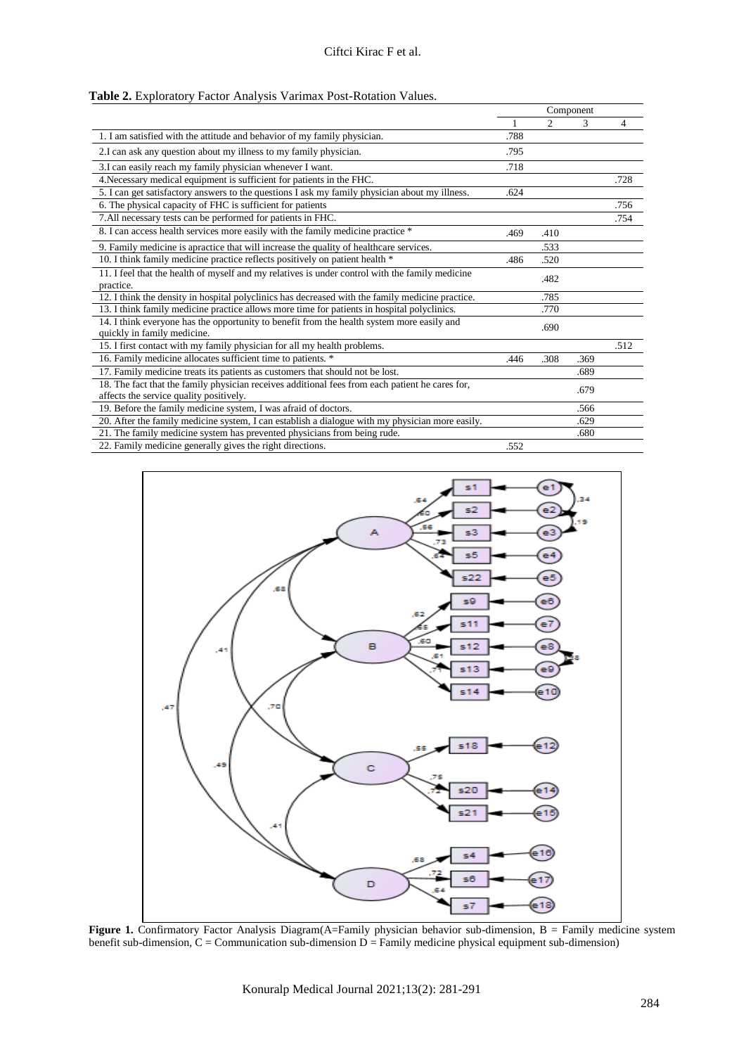**Table 2.** Exploratory Factor Analysis Varimax Post-Rotation Values.

| | Component | | | |
|---|---|---|---|---|
| | 1 | 2 | 3 | 4 |
| 1. I am satisfied with the attitude and behavior of my family physician. | .788 | | | |
| 2.I can ask any question about my illness to my family physician. | .795 | | | |
| 3.I can easily reach my family physician whenever I want. | .718 | | | |
| 4.Necessary medical equipment is sufficient for patients in the FHC. | | | | .728 |
| 5. I can get satisfactory answers to the questions I ask my family physician about my illness. | .624 | | | |
| 6. The physical capacity of FHC is sufficient for patients | | | | .756 |
| 7.All necessary tests can be performed for patients in FHC. | | | | .754 |
| 8. I can access health services more easily with the family medicine practice * | .469 | .410 | | |
| 9. Family medicine is apractice that will increase the quality of healthcare services. | | .533 | | |
| 10. I think family medicine practice reflects positively on patient health * | .486 | .520 | | |
| 11. I feel that the health of myself and my relatives is under control with the family medicine practice. | | .482 | | |
| 12. I think the density in hospital polyclinics has decreased with the family medicine practice. | | .785 | | |
| 13. I think family medicine practice allows more time for patients in hospital polyclinics. | | .770 | | |
| 14. I think everyone has the opportunity to benefit from the health system more easily and quickly in family medicine. | | .690 | | |
| 15. I first contact with my family physician for all my health problems. | | | | .512 |
| 16. Family medicine allocates sufficient time to patients. * | .446 | .308 | .369 | |
| 17. Family medicine treats its patients as customers that should not be lost. | | | .689 | |
| 18. The fact that the family physician receives additional fees from each patient he cares for, affects the service quality positively. | | | .679 | |
| 19. Before the family medicine system, I was afraid of doctors. | | | .566 | |
| 20. After the family medicine system, I can establish a dialogue with my physician more easily. | | | .629 | |
| 21. The family medicine system has prevented physicians from being rude. | | | .680 | |
| 22. Family medicine generally gives the right directions. | .552 | | | |

**Figure 1.** Confirmatory Factor Analysis Diagram(A=Family physician behavior sub-dimension, B = Family medicine system benefit sub-dimension, C = Communication sub-dimension D = Family medicine physical equipment sub-dimension)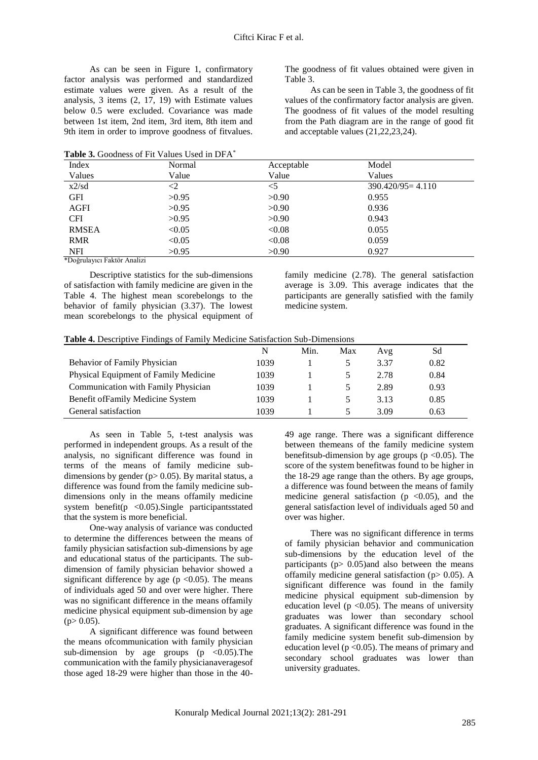As can be seen in Figure 1, confirmatory factor analysis was performed and standardized estimate values were given. As a result of the analysis, 3 items (2, 17, 19) with Estimate values below 0.5 were excluded. Covariance was made between 1st item, 2nd item, 3rd item, 8th item and 9th item in order to improve goodness of fitvalues. The goodness of fit values obtained were given in Table 3.

As can be seen in Table 3, the goodness of fit values of the confirmatory factor analysis are given. The goodness of fit values of the model resulting from the Path diagram are in the range of good fit and acceptable values (21,22,23,24).

**Table 3.** Goodness of Fit Values Used in DFA*

| Index Values | Normal Value | Acceptable Value | Model Values |
|---|---|---|---|
| x2/sd | <2 | <5 | 390.420/95= 4.110 |
| GFI | >0.95 | >0.90 | 0.955 |
| AGFI | >0.95 | >0.90 | 0.936 |
| CFI | >0.95 | >0.90 | 0.943 |
| RMSEA | <0.05 | <0.08 | 0.055 |
| RMR | <0.05 | <0.08 | 0.059 |
| NFI | >0.95 | >0.90 | 0.927 |

*Doğrulayıcı Faktör Analizi

Descriptive statistics for the sub-dimensions of satisfaction with family medicine are given in the Table 4. The highest mean scorebelongs to the behavior of family physician (3.37). The lowest mean scorebelongs to the physical equipment of family medicine (2.78). The general satisfaction average is 3.09. This average indicates that the participants are generally satisfied with the family medicine system.

**Table 4.** Descriptive Findings of Family Medicine Satisfaction Sub-Dimensions

| | N | Min. | Max | Avg | Sd |
|---|---|---|---|---|---|
| Behavior of Family Physician | 1039 | 1 | 5 | 3.37 | 0.82 |
| Physical Equipment of Family Medicine | 1039 | 1 | 5 | 2.78 | 0.84 |
| Communication with Family Physician | 1039 | 1 | 5 | 2.89 | 0.93 |
| Benefit ofFamily Medicine System | 1039 | 1 | 5 | 3.13 | 0.85 |
| General satisfaction | 1039 | 1 | 5 | 3.09 | 0.63 |

As seen in Table 5, t-test analysis was performed in independent groups. As a result of the analysis, no significant difference was found in terms of the means of family medicine sub-dimensions by gender ($p > 0.05$). By marital status, a difference was found from the family medicine sub-dimensions only in the means offamily medicine system benefit($p < 0.05$).Single participantsstated that the system is more beneficial.

One-way analysis of variance was conducted to determine the differences between the means of family physician satisfaction sub-dimensions by age and educational status of the participants. The sub-dimension of family physician behavior showed a significant difference by age ($p < 0.05$). The means of individuals aged 50 and over were higher. There was no significant difference in the means offamily medicine physical equipment sub-dimension by age ($p > 0.05$).

A significant difference was found between the means ofcommunication with family physician sub-dimension by age groups ($p < 0.05$).The communication with the family physicianaveragesof those aged 18-29 were higher than those in the 40-49 age range. There was a significant difference between themeans of the family medicine system benefitsub-dimension by age groups ($p < 0.05$). The score of the system benefitwas found to be higher in the 18-29 age range than the others. By age groups, a difference was found between the means of family medicine general satisfaction ($p < 0.05$), and the general satisfaction level of individuals aged 50 and over was higher.

There was no significant difference in terms of family physician behavior and communication sub-dimensions by the education level of the participants ($p > 0.05$)and also between the means offamily medicine general satisfaction ($p > 0.05$). A significant difference was found in the family medicine physical equipment sub-dimension by education level ($p < 0.05$). The means of university graduates was lower than secondary school graduates. A significant difference was found in the family medicine system benefit sub-dimension by education level ($p < 0.05$). The means of primary and secondary school graduates was lower than university graduates.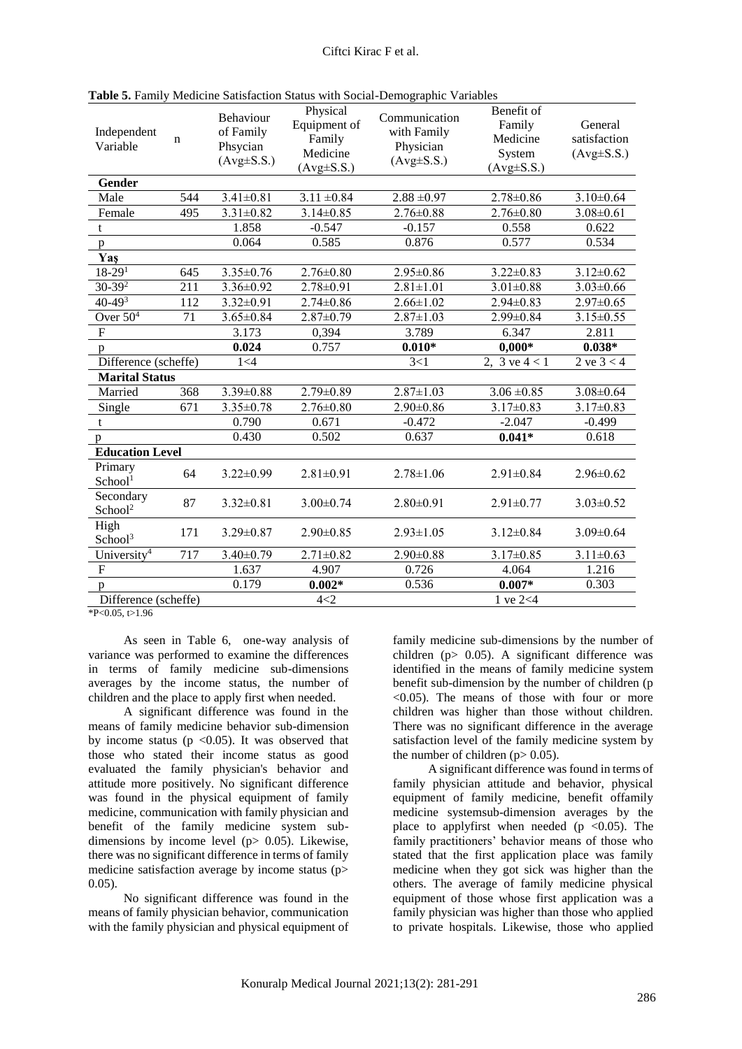**Table 5.** Family Medicine Satisfaction Status with Social-Demographic Variables

| Independent Variable | n | Behaviour of Family Phsycian (Avg±S.S.) | Physical Equipment of Family Medicine (Avg±S.S.) | Communication with Family Physician (Avg±S.S.) | Benefit of Family Medicine System (Avg±S.S.) | General satisfaction (Avg±S.S.) |
|---|---|---|---|---|---|---|
| **Gender** | | | | | | |
| Male | 544 | 3.41±0.81 | 3.11 ±0.84 | 2.88 ±0.97 | 2.78±0.86 | 3.10±0.64 |
| Female | 495 | 3.31±0.82 | 3.14±0.85 | 2.76±0.88 | 2.76±0.80 | 3.08±0.61 |
| t | | 1.858 | -0.547 | -0.157 | 0.558 | 0.622 |
| p | | 0.064 | 0.585 | 0.876 | 0.577 | 0.534 |
| **Yaş** | | | | | | |
| 18-29[1] | 645 | 3.35±0.76 | 2.76±0.80 | 2.95±0.86 | 3.22±0.83 | 3.12±0.62 |
| 30-39[2] | 211 | 3.36±0.92 | 2.78±0.91 | 2.81±1.01 | 3.01±0.88 | 3.03±0.66 |
| 40-49[3] | 112 | 3.32±0.91 | 2.74±0.86 | 2.66±1.02 | 2.94±0.83 | 2.97±0.65 |
| Over 50[4] | 71 | 3.65±0.84 | 2.87±0.79 | 2.87±1.03 | 2.99±0.84 | 3.15±0.55 |
| F | | 3.173 | 0,394 | 3.789 | 6.347 | 2.811 |
| p | | **0.024** | 0.757 | **0.010*** | **0,000*** | **0.038*** |
| Difference (scheffe) | | 1<4 | | 3<1 | 2, 3 ve 4 < 1 | 2 ve 3 < 4 |
| **Marital Status** | | | | | | |
| Married | 368 | 3.39±0.88 | 2.79±0.89 | 2.87±1.03 | 3.06 ±0.85 | 3.08±0.64 |
| Single | 671 | 3.35±0.78 | 2.76±0.80 | 2.90±0.86 | 3.17±0.83 | 3.17±0.83 |
| t | | 0.790 | 0.671 | -0.472 | -2.047 | -0.499 |
| p | | 0.430 | 0.502 | 0.637 | **0.041*** | 0.618 |
| **Education Level** | | | | | | |
| Primary School[1] | 64 | 3.22±0.99 | 2.81±0.91 | 2.78±1.06 | 2.91±0.84 | 2.96±0.62 |
| Secondary School[2] | 87 | 3.32±0.81 | 3.00±0.74 | 2.80±0.91 | 2.91±0.77 | 3.03±0.52 |
| High School[3] | 171 | 3.29±0.87 | 2.90±0.85 | 2.93±1.05 | 3.12±0.84 | 3.09±0.64 |
| University[4] | 717 | 3.40±0.79 | 2.71±0.82 | 2.90±0.88 | 3.17±0.85 | 3.11±0.63 |
| F | | 1.637 | 4.907 | 0.726 | 4.064 | 1.216 |
| p | | 0.179 | **0.002*** | 0.536 | **0.007*** | 0.303 |
| Difference (scheffe) | | | 4<2 | | 1 ve 2<4 | |

*P<0.05, t>1.96

As seen in Table 6, one-way analysis of variance was performed to examine the differences in terms of family medicine sub-dimensions averages by the income status, the number of children and the place to apply first when needed.

A significant difference was found in the means of family medicine behavior sub-dimension by income status ($p < 0.05$). It was observed that those who stated their income status as good evaluated the family physician's behavior and attitude more positively. No significant difference was found in the physical equipment of family medicine, communication with family physician and benefit of the family medicine system sub-dimensions by income level ($p > 0.05$). Likewise, there was no significant difference in terms of family medicine satisfaction average by income status ($p > 0.05$).

No significant difference was found in the means of family physician behavior, communication with the family physician and physical equipment of family medicine sub-dimensions by the number of children ($p > 0.05$). A significant difference was identified in the means of family medicine system benefit sub-dimension by the number of children ($p < 0.05$). The means of those with four or more children was higher than those without children. There was no significant difference in the average satisfaction level of the family medicine system by the number of children ($p > 0.05$).

A significant difference was found in terms of family physician attitude and behavior, physical equipment of family medicine, benefit offamily medicine systemsub-dimension averages by the place to applyfirst when needed ($p < 0.05$). The family practitioners' behavior means of those who stated that the first application place was family medicine when they got sick was higher than the others. The average of family medicine physical equipment of those whose first application was a family physician was higher than those who applied to private hospitals. Likewise, those who applied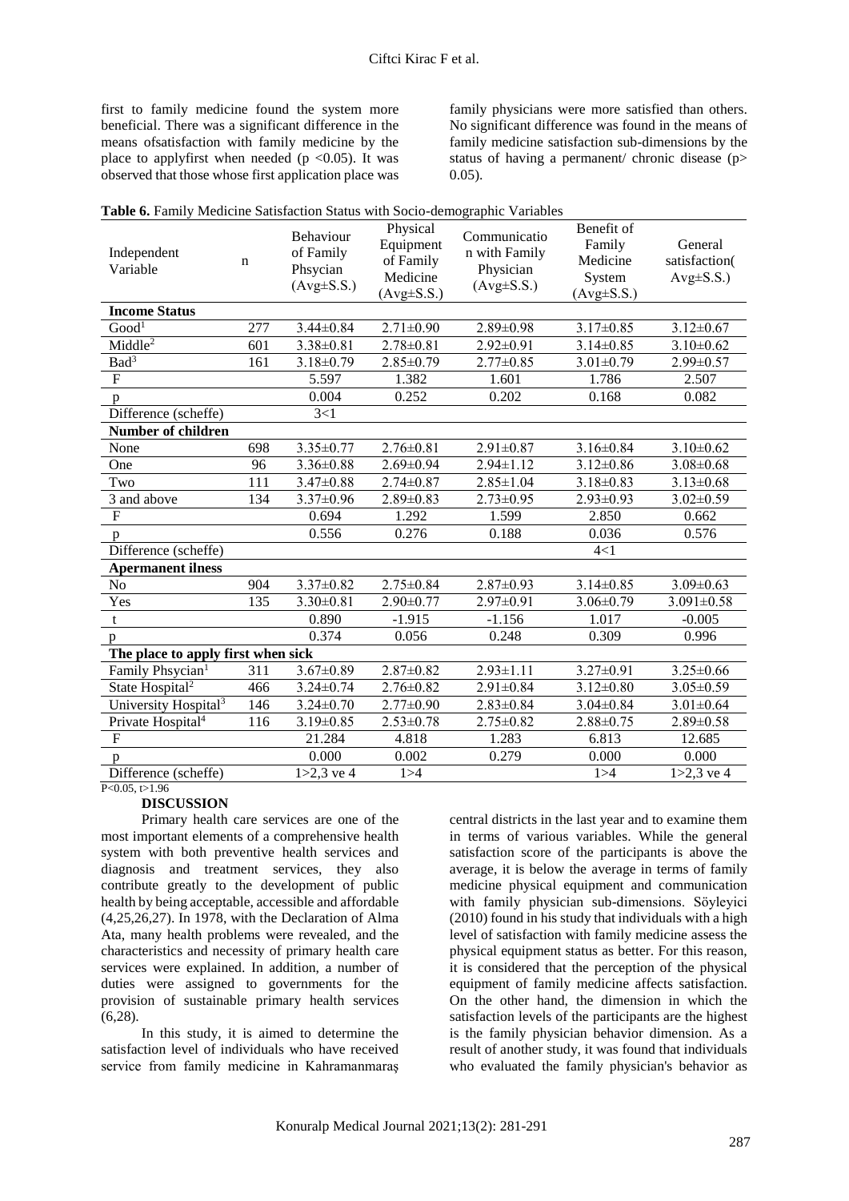first to family medicine found the system more beneficial. There was a significant difference in the means ofsatisfaction with family medicine by the place to applyfirst when needed ($p < 0.05$). It was observed that those whose first application place was family physicians were more satisfied than others. No significant difference was found in the means of family medicine satisfaction sub-dimensions by the status of having a permanent/ chronic disease ($p > 0.05$).

**Table 6.** Family Medicine Satisfaction Status with Socio-demographic Variables

| Independent Variable | n | Behaviour of Family Phsycian (Avg±S.S.) | Physical Equipment of Family Medicine (Avg±S.S.) | Communication with Family Physician (Avg±S.S.) | Benefit of Family Medicine System (Avg±S.S.) | General satisfaction( Avg±S.S.) |
|---|---|---|---|---|---|---|
| **Income Status** | | | | | | |
| Good[1] | 277 | 3.44±0.84 | 2.71±0.90 | 2.89±0.98 | 3.17±0.85 | 3.12±0.67 |
| Middle[2] | 601 | 3.38±0.81 | 2.78±0.81 | 2.92±0.91 | 3.14±0.85 | 3.10±0.62 |
| Bad[3] | 161 | 3.18±0.79 | 2.85±0.79 | 2.77±0.85 | 3.01±0.79 | 2.99±0.57 |
| F | | 5.597 | 1.382 | 1.601 | 1.786 | 2.507 |
| p | | 0.004 | 0.252 | 0.202 | 0.168 | 0.082 |
| Difference (scheffe) | | 3<1 | | | | |
| **Number of children** | | | | | | |
| None | 698 | 3.35±0.77 | 2.76±0.81 | 2.91±0.87 | 3.16±0.84 | 3.10±0.62 |
| One | 96 | 3.36±0.88 | 2.69±0.94 | 2.94±1.12 | 3.12±0.86 | 3.08±0.68 |
| Two | 111 | 3.47±0.88 | 2.74±0.87 | 2.85±1.04 | 3.18±0.83 | 3.13±0.68 |
| 3 and above | 134 | 3.37±0.96 | 2.89±0.83 | 2.73±0.95 | 2.93±0.93 | 3.02±0.59 |
| F | | 0.694 | 1.292 | 1.599 | 2.850 | 0.662 |
| p | | 0.556 | 0.276 | 0.188 | 0.036 | 0.576 |
| Difference (scheffe) | | | | | 4<1 | |
| **Apermanent ilness** | | | | | | |
| No | 904 | 3.37±0.82 | 2.75±0.84 | 2.87±0.93 | 3.14±0.85 | 3.09±0.63 |
| Yes | 135 | 3.30±0.81 | 2.90±0.77 | 2.97±0.91 | 3.06±0.79 | 3.091±0.58 |
| t | | 0.890 | -1.915 | -1.156 | 1.017 | -0.005 |
| p | | 0.374 | 0.056 | 0.248 | 0.309 | 0.996 |
| **The place to apply first when sick** | | | | | | |
| Family Phsycian[1] | 311 | 3.67±0.89 | 2.87±0.82 | 2.93±1.11 | 3.27±0.91 | 3.25±0.66 |
| State Hospital[2] | 466 | 3.24±0.74 | 2.76±0.82 | 2.91±0.84 | 3.12±0.80 | 3.05±0.59 |
| University Hospital[3] | 146 | 3.24±0.70 | 2.77±0.90 | 2.83±0.84 | 3.04±0.84 | 3.01±0.64 |
| Private Hospital[4] | 116 | 3.19±0.85 | 2.53±0.78 | 2.75±0.82 | 2.88±0.75 | 2.89±0.58 |
| F | | 21.284 | 4.818 | 1.283 | 6.813 | 12.685 |
| p | | 0.000 | 0.002 | 0.279 | 0.000 | 0.000 |
| Difference (scheffe) | | 1>2,3 ve 4 | 1>4 | | 1>4 | 1>2,3 ve 4 |

$P<0.05$, $t>1.96$

## DISCUSSION

Primary health care services are one of the most important elements of a comprehensive health system with both preventive health services and diagnosis and treatment services, they also contribute greatly to the development of public health by being acceptable, accessible and affordable (4,25,26,27). In 1978, with the Declaration of Alma Ata, many health problems were revealed, and the characteristics and necessity of primary health care services were explained. In addition, a number of duties were assigned to governments for the provision of sustainable primary health services (6,28).

In this study, it is aimed to determine the satisfaction level of individuals who have received service from family medicine in Kahramanmaraş central districts in the last year and to examine them in terms of various variables. While the general satisfaction score of the participants is above the average, it is below the average in terms of family medicine physical equipment and communication with family physician sub-dimensions. Söyleyici (2010) found in his study that individuals with a high level of satisfaction with family medicine assess the physical equipment status as better. For this reason, it is considered that the perception of the physical equipment of family medicine affects satisfaction. On the other hand, the dimension in which the satisfaction levels of the participants are the highest is the family physician behavior dimension. As a result of another study, it was found that individuals who evaluated the family physician's behavior as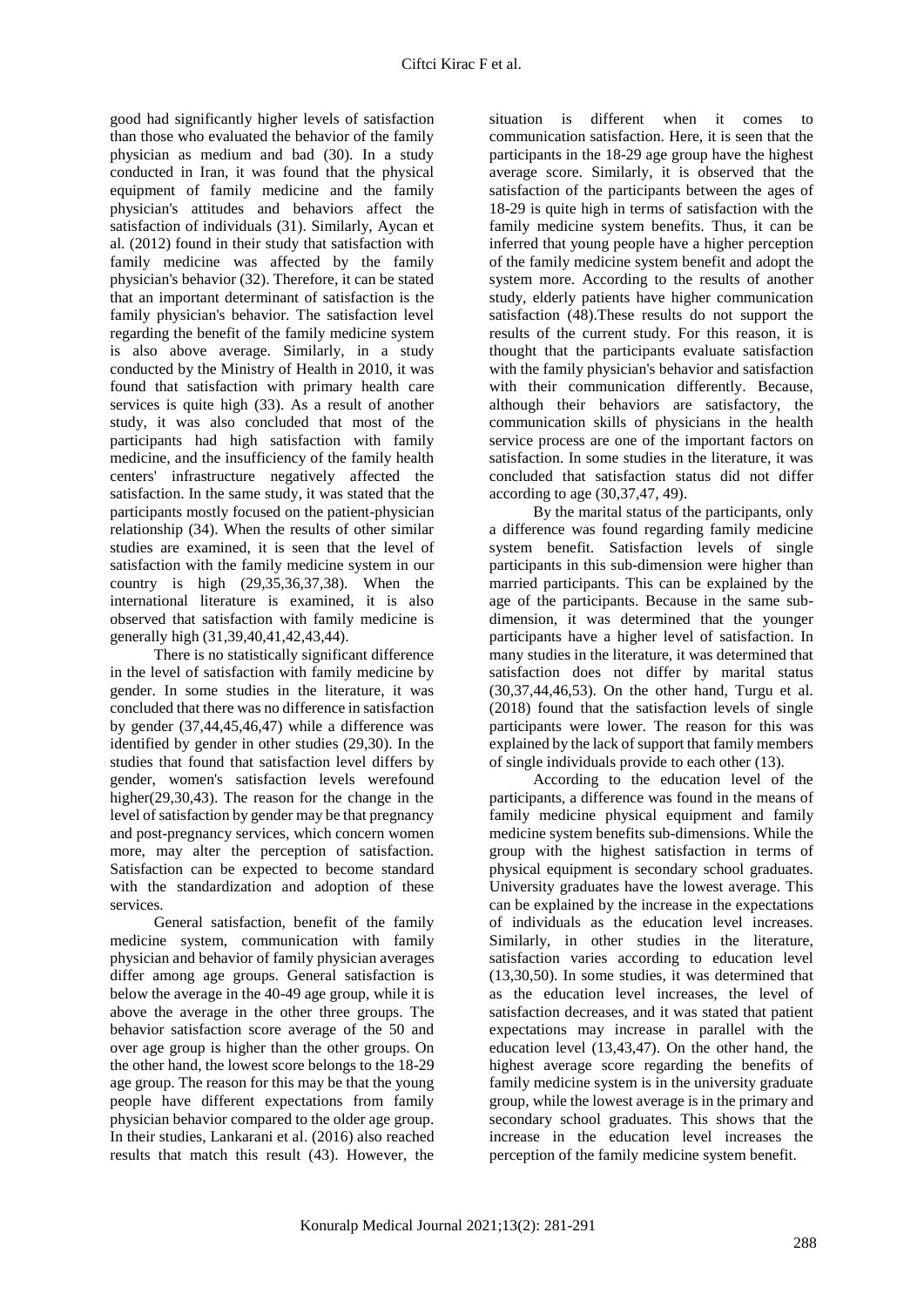good had significantly higher levels of satisfaction than those who evaluated the behavior of the family physician as medium and bad (30). In a study conducted in Iran, it was found that the physical equipment of family medicine and the family physician's attitudes and behaviors affect the satisfaction of individuals (31). Similarly, Aycan et al. (2012) found in their study that satisfaction with family medicine was affected by the family physician's behavior (32). Therefore, it can be stated that an important determinant of satisfaction is the family physician's behavior. The satisfaction level regarding the benefit of the family medicine system is also above average. Similarly, in a study conducted by the Ministry of Health in 2010, it was found that satisfaction with primary health care services is quite high (33). As a result of another study, it was also concluded that most of the participants had high satisfaction with family medicine, and the insufficiency of the family health centers' infrastructure negatively affected the satisfaction. In the same study, it was stated that the participants mostly focused on the patient-physician relationship (34). When the results of other similar studies are examined, it is seen that the level of satisfaction with the family medicine system in our country is high (29,35,36,37,38). When the international literature is examined, it is also observed that satisfaction with family medicine is generally high (31,39,40,41,42,43,44).

There is no statistically significant difference in the level of satisfaction with family medicine by gender. In some studies in the literature, it was concluded that there was no difference in satisfaction by gender (37,44,45,46,47) while a difference was identified by gender in other studies (29,30). In the studies that found that satisfaction level differs by gender, women's satisfaction levels werefound higher(29,30,43). The reason for the change in the level of satisfaction by gender may be that pregnancy and post-pregnancy services, which concern women more, may alter the perception of satisfaction. Satisfaction can be expected to become standard with the standardization and adoption of these services.

General satisfaction, benefit of the family medicine system, communication with family physician and behavior of family physician averages differ among age groups. General satisfaction is below the average in the 40-49 age group, while it is above the average in the other three groups. The behavior satisfaction score average of the 50 and over age group is higher than the other groups. On the other hand, the lowest score belongs to the 18-29 age group. The reason for this may be that the young people have different expectations from family physician behavior compared to the older age group. In their studies, Lankarani et al. (2016) also reached results that match this result (43). However, the situation is different when it comes to communication satisfaction. Here, it is seen that the participants in the 18-29 age group have the highest average score. Similarly, it is observed that the satisfaction of the participants between the ages of 18-29 is quite high in terms of satisfaction with the family medicine system benefits. Thus, it can be inferred that young people have a higher perception of the family medicine system benefit and adopt the system more. According to the results of another study, elderly patients have higher communication satisfaction (48).These results do not support the results of the current study. For this reason, it is thought that the participants evaluate satisfaction with the family physician's behavior and satisfaction with their communication differently. Because, although their behaviors are satisfactory, the communication skills of physicians in the health service process are one of the important factors on satisfaction. In some studies in the literature, it was concluded that satisfaction status did not differ according to age (30,37,47, 49).

By the marital status of the participants, only a difference was found regarding family medicine system benefit. Satisfaction levels of single participants in this sub-dimension were higher than married participants. This can be explained by the age of the participants. Because in the same sub-dimension, it was determined that the younger participants have a higher level of satisfaction. In many studies in the literature, it was determined that satisfaction does not differ by marital status (30,37,44,46,53). On the other hand, Turgu et al. (2018) found that the satisfaction levels of single participants were lower. The reason for this was explained by the lack of support that family members of single individuals provide to each other (13).

According to the education level of the participants, a difference was found in the means of family medicine physical equipment and family medicine system benefits sub-dimensions. While the group with the highest satisfaction in terms of physical equipment is secondary school graduates. University graduates have the lowest average. This can be explained by the increase in the expectations of individuals as the education level increases. Similarly, in other studies in the literature, satisfaction varies according to education level (13,30,50). In some studies, it was determined that as the education level increases, the level of satisfaction decreases, and it was stated that patient expectations may increase in parallel with the education level (13,43,47). On the other hand, the highest average score regarding the benefits of family medicine system is in the university graduate group, while the lowest average is in the primary and secondary school graduates. This shows that the increase in the education level increases the perception of the family medicine system benefit.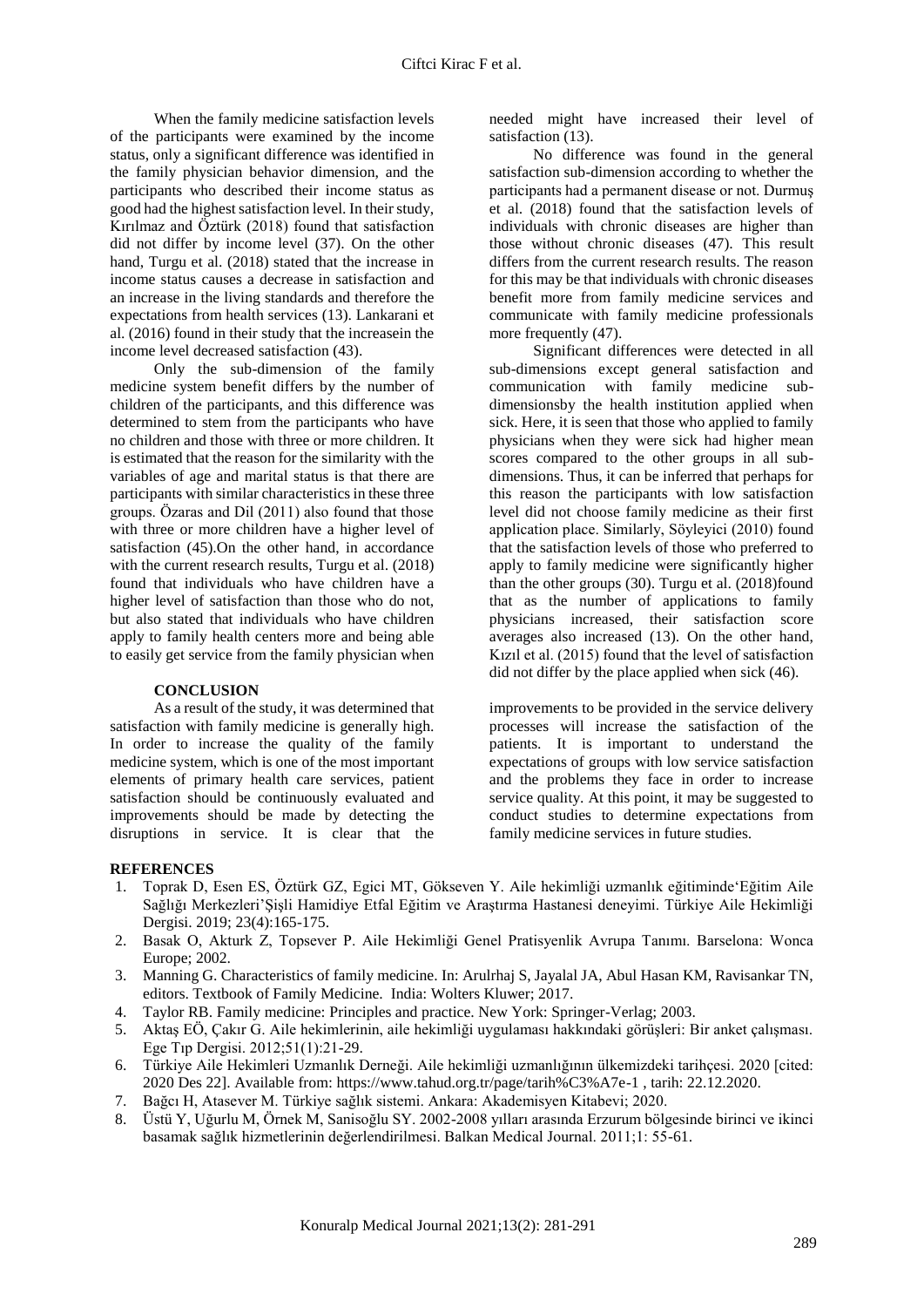When the family medicine satisfaction levels of the participants were examined by the income status, only a significant difference was identified in the family physician behavior dimension, and the participants who described their income status as good had the highest satisfaction level. In their study, Kırılmaz and Öztürk (2018) found that satisfaction did not differ by income level (37). On the other hand, Turgu et al. (2018) stated that the increase in income status causes a decrease in satisfaction and an increase in the living standards and therefore the expectations from health services (13). Lankarani et al. (2016) found in their study that the increasein the income level decreased satisfaction (43).

Only the sub-dimension of the family medicine system benefit differs by the number of children of the participants, and this difference was determined to stem from the participants who have no children and those with three or more children. It is estimated that the reason for the similarity with the variables of age and marital status is that there are participants with similar characteristics in these three groups. Özaras and Dil (2011) also found that those with three or more children have a higher level of satisfaction (45).On the other hand, in accordance with the current research results, Turgu et al. (2018) found that individuals who have children have a higher level of satisfaction than those who do not, but also stated that individuals who have children apply to family health centers more and being able to easily get service from the family physician when needed might have increased their level of satisfaction (13).

No difference was found in the general satisfaction sub-dimension according to whether the participants had a permanent disease or not. Durmuş et al. (2018) found that the satisfaction levels of individuals with chronic diseases are higher than those without chronic diseases (47). This result differs from the current research results. The reason for this may be that individuals with chronic diseases benefit more from family medicine services and communicate with family medicine professionals more frequently (47).

Significant differences were detected in all sub-dimensions except general satisfaction and communication with family medicine sub-dimensionsby the health institution applied when sick. Here, it is seen that those who applied to family physicians when they were sick had higher mean scores compared to the other groups in all sub-dimensions. Thus, it can be inferred that perhaps for this reason the participants with low satisfaction level did not choose family medicine as their first application place. Similarly, Söyleyici (2010) found that the satisfaction levels of those who preferred to apply to family medicine were significantly higher than the other groups (30). Turgu et al. (2018)found that as the number of applications to family physicians increased, their satisfaction score averages also increased (13). On the other hand, Kızıl et al. (2015) found that the level of satisfaction did not differ by the place applied when sick (46).

## CONCLUSION

As a result of the study, it was determined that satisfaction with family medicine is generally high. In order to increase the quality of the family medicine system, which is one of the most important elements of primary health care services, patient satisfaction should be continuously evaluated and improvements should be made by detecting the disruptions in service. It is clear that the improvements to be provided in the service delivery processes will increase the satisfaction of the patients. It is important to understand the expectations of groups with low service satisfaction and the problems they face in order to increase service quality. At this point, it may be suggested to conduct studies to determine expectations from family medicine services in future studies.

## REFERENCES

1. Toprak D, Esen ES, Öztürk GZ, Egici MT, Gökseven Y. Aile hekimliği uzmanlık eğitiminde'Eğitim Aile Sağlığı Merkezleri'Şişli Hamidiye Etfal Eğitim ve Araştırma Hastanesi deneyimi. Türkiye Aile Hekimliği Dergisi. 2019; 23(4):165-175.
2. Basak O, Akturk Z, Topsever P. Aile Hekimliği Genel Pratisyenlik Avrupa Tanımı. Barselona: Wonca Europe; 2002.
3. Manning G. Characteristics of family medicine. In: Arulrhaj S, Jayalal JA, Abul Hasan KM, Ravisankar TN, editors. Textbook of Family Medicine. India: Wolters Kluwer; 2017.
4. Taylor RB. Family medicine: Principles and practice. New York: Springer-Verlag; 2003.
5. Aktaş EÖ, Çakır G. Aile hekimlerinin, aile hekimliği uygulaması hakkındaki görüşleri: Bir anket çalışması. Ege Tıp Dergisi. 2012;51(1):21-29.
6. Türkiye Aile Hekimleri Uzmanlık Derneği. Aile hekimliği uzmanlığının ülkemizdeki tarihçesi. 2020 [cited: 2020 Des 22]. Available from: https://www.tahud.org.tr/page/tarih%C3%A7e-1 , tarih: 22.12.2020.
7. Bağcı H, Atasever M. Türkiye sağlık sistemi. Ankara: Akademisyen Kitabevi; 2020.
8. Üstü Y, Uğurlu M, Örnek M, Sanisoğlu SY. 2002-2008 yılları arasında Erzurum bölgesinde birinci ve ikinci basamak sağlık hizmetlerinin değerlendirilmesi. Balkan Medical Journal. 2011;1: 55-61.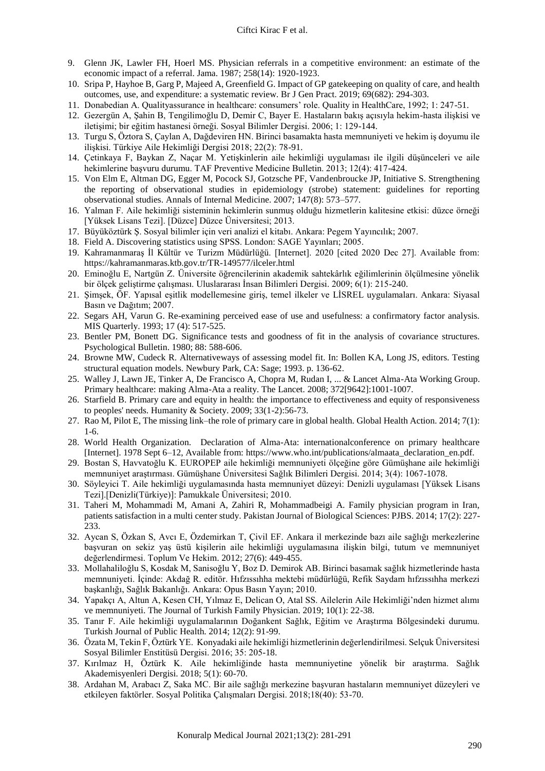9. Glenn JK, Lawler FH, Hoerl MS. Physician referrals in a competitive environment: an estimate of the economic impact of a referral. Jama. 1987; 258(14): 1920-1923.
10. Sripa P, Hayhoe B, Garg P, Majeed A, Greenfield G. Impact of GP gatekeeping on quality of care, and health outcomes, use, and expenditure: a systematic review. Br J Gen Pract. 2019; 69(682): 294-303.
11. Donabedian A. Qualityassurance in healthcare: consumers' role. Quality in HealthCare, 1992; 1: 247-51.
12. Gezergün A, Şahin B, Tengilimoğlu D, Demir C, Bayer E. Hastaların bakış açısıyla hekim-hasta ilişkisi ve iletişimi; bir eğitim hastanesi örneği. Sosyal Bilimler Dergisi. 2006; 1: 129-144.
13. Turgu S, Öztora S, Çaylan A, Dağdeviren HN. Birinci basamakta hasta memnuniyeti ve hekim iş doyumu ile ilişkisi. Türkiye Aile Hekimliği Dergisi 2018; 22(2): 78-91.
14. Çetinkaya F, Baykan Z, Naçar M. Yetişkinlerin aile hekimliği uygulaması ile ilgili düşünceleri ve aile hekimlerine başvuru durumu. TAF Preventive Medicine Bulletin. 2013; 12(4): 417-424.
15. Von Elm E, Altman DG, Egger M, Pocock SJ, Gotzsche PF, Vandenbroucke JP, Initiative S. Strengthening the reporting of observational studies in epidemiology (strobe) statement: guidelines for reporting observational studies. Annals of Internal Medicine. 2007; 147(8): 573–577.
16. Yalman F. Aile hekimliği sisteminin hekimlerin sunmuş olduğu hizmetlerin kalitesine etkisi: düzce örneği [Yüksek Lisans Tezi]. [Düzce] Düzce Üniversitesi; 2013.
17. Büyüköztürk Ş. Sosyal bilimler için veri analizi el kitabı. Ankara: Pegem Yayıncılık; 2007.
18. Field A. Discovering statistics using SPSS. London: SAGE Yayınları; 2005.
19. Kahramanmaraş İl Kültür ve Turizm Müdürlüğü. [Internet]. 2020 [cited 2020 Dec 27]. Available from: https://kahramanmaras.ktb.gov.tr/TR-149577/ilceler.html
20. Eminoğlu E, Nartgün Z. Üniversite öğrencilerinin akademik sahtekârlık eğilimlerinin ölçülmesine yönelik bir ölçek geliştirme çalışması. Uluslararası İnsan Bilimleri Dergisi. 2009; 6(1): 215-240.
21. Şimşek, ÖF. Yapısal eşitlik modellemesine giriş, temel ilkeler ve LİSREL uygulamaları. Ankara: Siyasal Basın ve Dağıtım; 2007.
22. Segars AH, Varun G. Re-examining perceived ease of use and usefulness: a confirmatory factor analysis. MIS Quarterly. 1993; 17 (4): 517-525.
23. Bentler PM, Bonett DG. Significance tests and goodness of fit in the analysis of covariance structures. Psychological Bulletin. 1980; 88: 588-606.
24. Browne MW, Cudeck R. Alternativeways of assessing model fit. In: Bollen KA, Long JS, editors. Testing structural equation models. Newbury Park, CA: Sage; 1993. p. 136-62.
25. Walley J, Lawn JE, Tinker A, De Francisco A, Chopra M, Rudan I, ... & Lancet Alma-Ata Working Group. Primary healthcare: making Alma-Ata a reality. The Lancet. 2008; 372[9642]:1001-1007.
26. Starfield B. Primary care and equity in health: the importance to effectiveness and equity of responsiveness to peoples' needs. Humanity & Society. 2009; 33(1-2):56-73.
27. Rao M, Pilot E, The missing link–the role of primary care in global health. Global Health Action. 2014; 7(1): 1-6.
28. World Health Organization. Declaration of Alma-Ata: internationalconference on primary healthcare [Internet]. 1978 Sept 6–12, Available from: https://www.who.int/publications/almaata_declaration_en.pdf.
29. Bostan S, Havvatoğlu K. EUROPEP aile hekimliği memnuniyeti ölçeğine göre Gümüşhane aile hekimliği memnuniyet araştırması. Gümüşhane Üniversitesi Sağlık Bilimleri Dergisi. 2014; 3(4): 1067-1078.
30. Söyleyici T. Aile hekimliği uygulamasında hasta memnuniyet düzeyi: Denizli uygulaması [Yüksek Lisans Tezi].[Denizli(Türkiye)]: Pamukkale Üniversitesi; 2010.
31. Taheri M, Mohammadi M, Amani A, Zahiri R, Mohammadbeigi A. Family physician program in Iran, patients satisfaction in a multi center study. Pakistan Journal of Biological Sciences: PJBS. 2014; 17(2): 227-233.
32. Aycan S, Özkan S, Avcı E, Özdemirkan T, Çivil EF. Ankara il merkezinde bazı aile sağlığı merkezlerine başvuran on sekiz yaş üstü kişilerin aile hekimliği uygulamasına ilişkin bilgi, tutum ve memnuniyet değerlendirmesi. Toplum Ve Hekim. 2012; 27(6): 449-455.
33. Mollahaliloğlu S, Kosdak M, Sanisoğlu Y, Boz D. Demirok AB. Birinci basamak sağlık hizmetlerinde hasta memnuniyeti. İçinde: Akdağ R. editör. Hıfzıssıhha mektebi müdürlüğü, Refik Saydam hıfzıssıhha merkezi başkanlığı, Sağlık Bakanlığı. Ankara: Opus Basın Yayın; 2010.
34. Yapakçı A, Altun A, Kesen CH, Yılmaz E, Delican O, Atal SS. Ailelerin Aile Hekimliği'nden hizmet alımı ve memnuniyeti. The Journal of Turkish Family Physician. 2019; 10(1): 22-38.
35. Tanır F. Aile hekimliği uygulamalarının Doğankent Sağlık, Eğitim ve Araştırma Bölgesindeki durumu. Turkish Journal of Public Health. 2014; 12(2): 91-99.
36. Özata M, Tekin F, Öztürk YE. Konyadaki aile hekimliği hizmetlerinin değerlendirilmesi. Selçuk Üniversitesi Sosyal Bilimler Enstitüsü Dergisi. 2016; 35: 205-18.
37. Kırılmaz H, Öztürk K. Aile hekimliğinde hasta memnuniyetine yönelik bir araştırma. Sağlık Akademisyenleri Dergisi. 2018; 5(1): 60-70.
38. Ardahan M, Arabacı Z, Saka MC. Bir aile sağlığı merkezine başvuran hastaların memnuniyet düzeyleri ve etkileyen faktörler. Sosyal Politika Çalışmaları Dergisi. 2018;18(40): 53-70.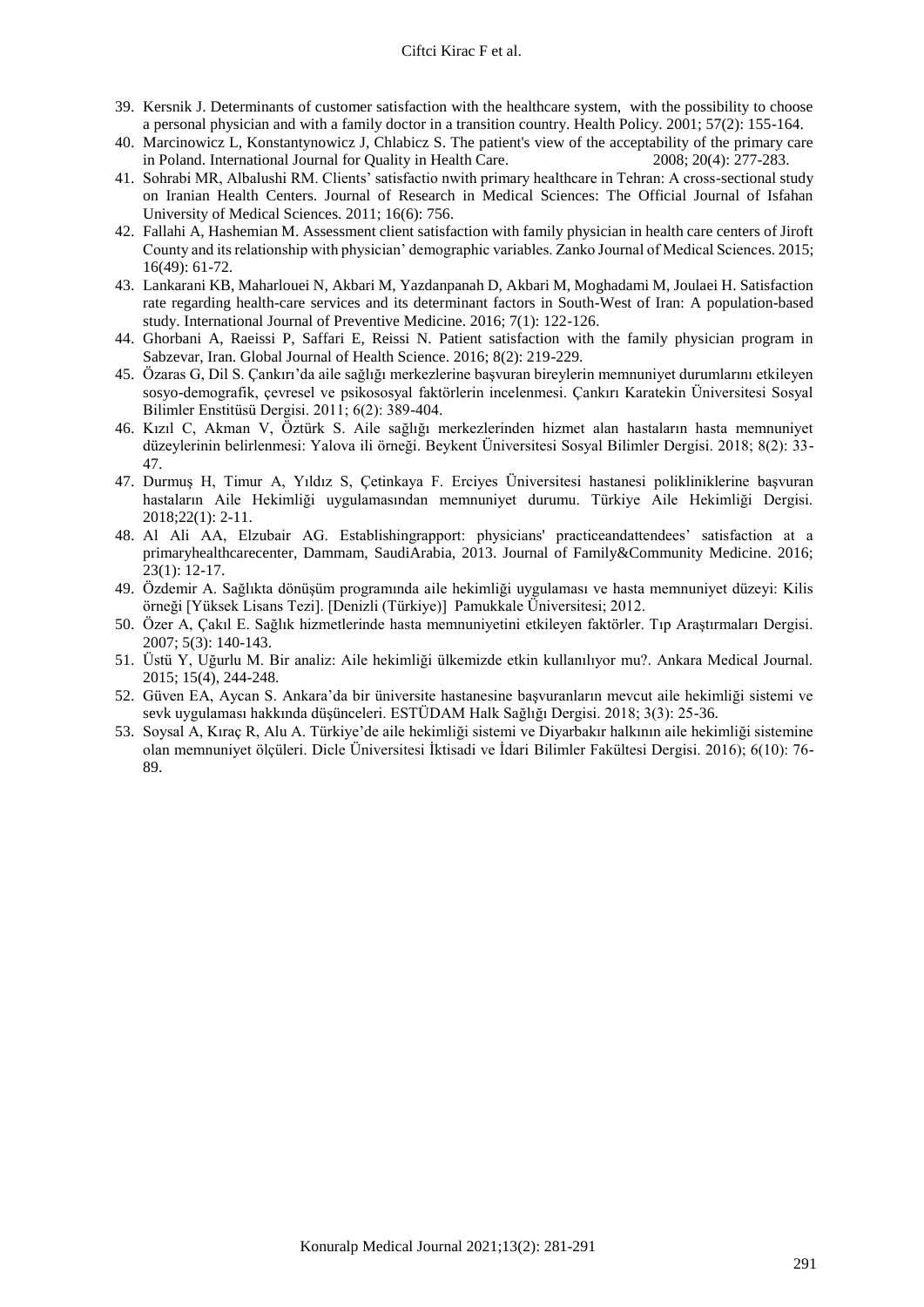39. Kersnik J. Determinants of customer satisfaction with the healthcare system, with the possibility to choose a personal physician and with a family doctor in a transition country. Health Policy. 2001; 57(2): 155-164.
40. Marcinowicz L, Konstantynowicz J, Chlabicz S. The patient's view of the acceptability of the primary care in Poland. International Journal for Quality in Health Care. 2008; 20(4): 277-283.
41. Sohrabi MR, Albalushi RM. Clients' satisfactio nwith primary healthcare in Tehran: A cross-sectional study on Iranian Health Centers. Journal of Research in Medical Sciences: The Official Journal of Isfahan University of Medical Sciences. 2011; 16(6): 756.
42. Fallahi A, Hashemian M. Assessment client satisfaction with family physician in health care centers of Jiroft County and its relationship with physician' demographic variables. Zanko Journal of Medical Sciences. 2015; 16(49): 61-72.
43. Lankarani KB, Maharlouei N, Akbari M, Yazdanpanah D, Akbari M, Moghadami M, Joulaei H. Satisfaction rate regarding health-care services and its determinant factors in South-West of Iran: A population-based study. International Journal of Preventive Medicine. 2016; 7(1): 122-126.
44. Ghorbani A, Raeissi P, Saffari E, Reissi N. Patient satisfaction with the family physician program in Sabzevar, Iran. Global Journal of Health Science. 2016; 8(2): 219-229.
45. Özaras G, Dil S. Çankırı'da aile sağlığı merkezlerine başvuran bireylerin memnuniyet durumlarını etkileyen sosyo-demografik, çevresel ve psikososyal faktörlerin incelenmesi. Çankırı Karatekin Üniversitesi Sosyal Bilimler Enstitüsü Dergisi. 2011; 6(2): 389-404.
46. Kızıl C, Akman V, Öztürk S. Aile sağlığı merkezlerinden hizmet alan hastaların hasta memnuniyet düzeylerinin belirlenmesi: Yalova ili örneği. Beykent Üniversitesi Sosyal Bilimler Dergisi. 2018; 8(2): 33-47.
47. Durmuş H, Timur A, Yıldız S, Çetinkaya F. Erciyes Üniversitesi hastanesi polikliniklerine başvuran hastaların Aile Hekimliği uygulamasından memnuniyet durumu. Türkiye Aile Hekimliği Dergisi. 2018;22(1): 2-11.
48. Al Ali AA, Elzubair AG. Establishingrapport: physicians' practiceandattendees' satisfaction at a primaryhealthcarecenter, Dammam, SaudiArabia, 2013. Journal of Family&Community Medicine. 2016; 23(1): 12-17.
49. Özdemir A. Sağlıkta dönüşüm programında aile hekimliği uygulaması ve hasta memnuniyet düzeyi: Kilis örneği [Yüksek Lisans Tezi]. [Denizli (Türkiye)] Pamukkale Üniversitesi; 2012.
50. Özer A, Çakıl E. Sağlık hizmetlerinde hasta memnuniyetini etkileyen faktörler. Tıp Araştırmaları Dergisi. 2007; 5(3): 140-143.
51. Üstü Y, Uğurlu M. Bir analiz: Aile hekimliği ülkemizde etkin kullanılıyor mu?. Ankara Medical Journal. 2015; 15(4), 244-248.
52. Güven EA, Aycan S. Ankara'da bir üniversite hastanesine başvuranların mevcut aile hekimliği sistemi ve sevk uygulaması hakkında düşünceleri. ESTÜDAM Halk Sağlığı Dergisi. 2018; 3(3): 25-36.
53. Soysal A, Kıraç R, Alu A. Türkiye'de aile hekimliği sistemi ve Diyarbakır halkının aile hekimliği sistemine olan memnuniyet ölçüleri. Dicle Üniversitesi İktisadi ve İdari Bilimler Fakültesi Dergisi. 2016); 6(10): 76-89.